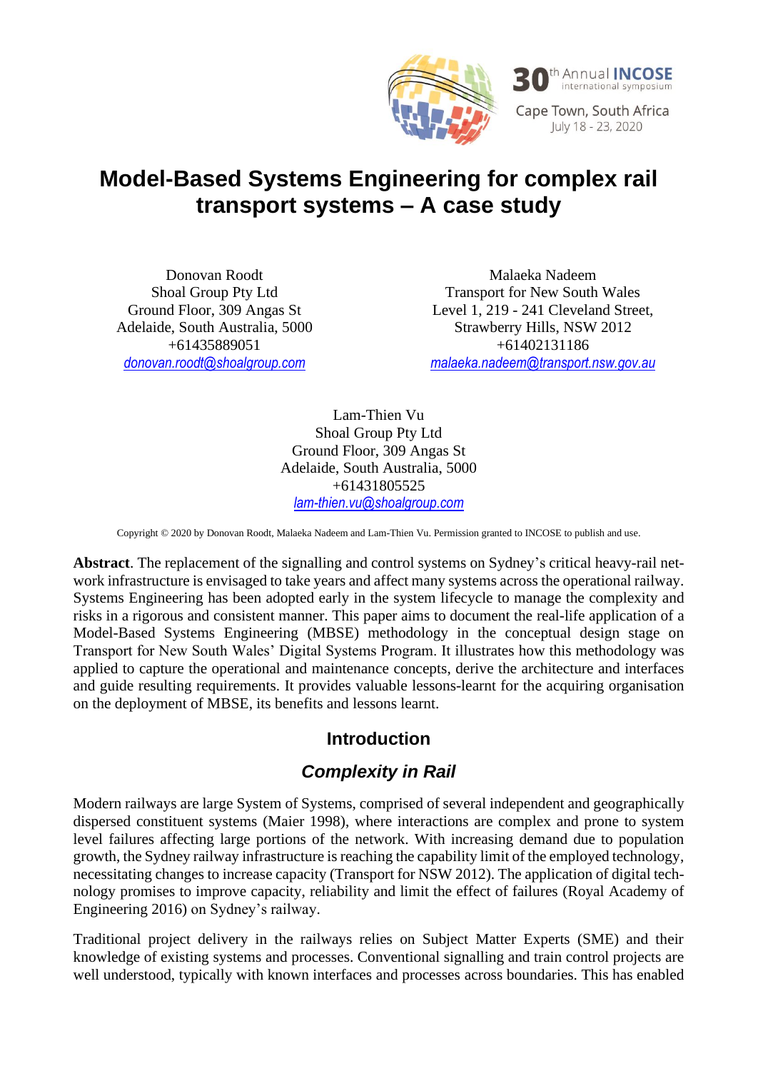# Model-Based Systems Engineering for complex rail transport systems – A case study

Donovan Roodt
Shoal Group Pty Ltd
Ground Floor, 309 Angas St
Adelaide, South Australia, 5000
+61435889051
donovan.roodt@shoalgroup.com

Malaeka Nadeem
Transport for New South Wales
Level 1, 219 - 241 Cleveland Street,
Strawberry Hills, NSW 2012
+61402131186
malaeka.nadeem@transport.nsw.gov.au

Lam-Thien Vu
Shoal Group Pty Ltd
Ground Floor, 309 Angas St
Adelaide, South Australia, 5000
+61431805525
lam-thien.vu@shoalgroup.com

Copyright © 2020 by Donovan Roodt, Malaeka Nadeem and Lam-Thien Vu. Permission granted to INCOSE to publish and use.

**Abstract**. The replacement of the signalling and control systems on Sydney's critical heavy-rail network infrastructure is envisaged to take years and affect many systems across the operational railway. Systems Engineering has been adopted early in the system lifecycle to manage the complexity and risks in a rigorous and consistent manner. This paper aims to document the real-life application of a Model-Based Systems Engineering (MBSE) methodology in the conceptual design stage on Transport for New South Wales' Digital Systems Program. It illustrates how this methodology was applied to capture the operational and maintenance concepts, derive the architecture and interfaces and guide resulting requirements. It provides valuable lessons-learnt for the acquiring organisation on the deployment of MBSE, its benefits and lessons learnt.

## Introduction

### *Complexity in Rail*

Modern railways are large System of Systems, comprised of several independent and geographically dispersed constituent systems (Maier 1998), where interactions are complex and prone to system level failures affecting large portions of the network. With increasing demand due to population growth, the Sydney railway infrastructure is reaching the capability limit of the employed technology, necessitating changes to increase capacity (Transport for NSW 2012). The application of digital technology promises to improve capacity, reliability and limit the effect of failures (Royal Academy of Engineering 2016) on Sydney's railway.

Traditional project delivery in the railways relies on Subject Matter Experts (SME) and their knowledge of existing systems and processes. Conventional signalling and train control projects are well understood, typically with known interfaces and processes across boundaries. This has enabled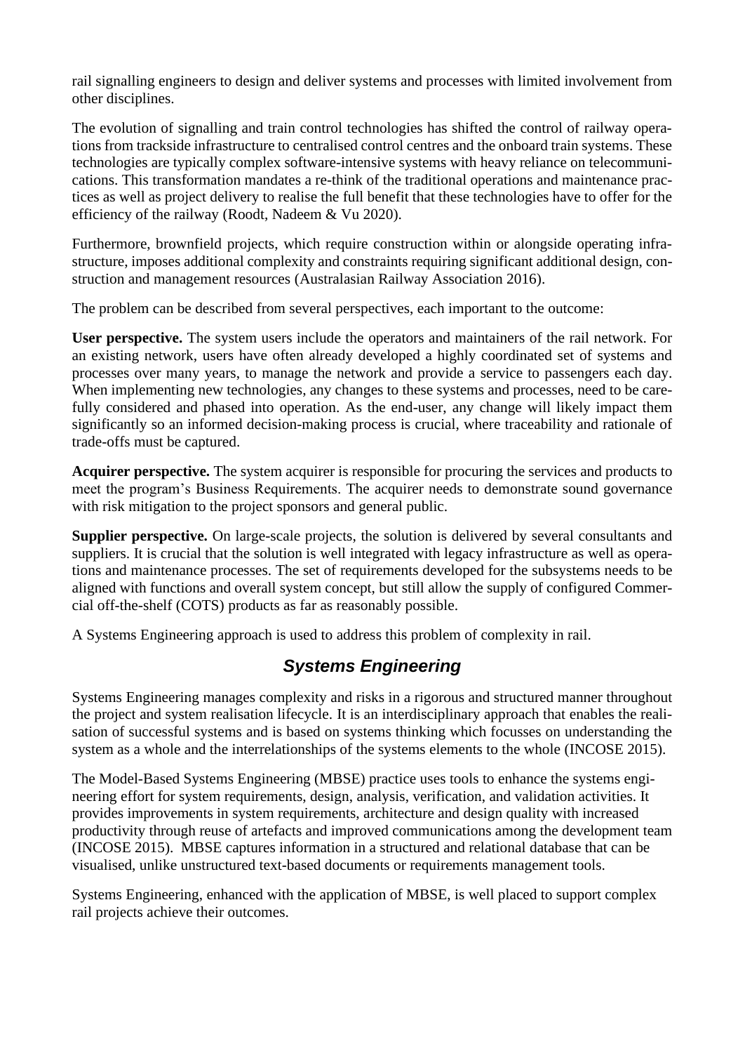rail signalling engineers to design and deliver systems and processes with limited involvement from other disciplines.

The evolution of signalling and train control technologies has shifted the control of railway operations from trackside infrastructure to centralised control centres and the onboard train systems. These technologies are typically complex software-intensive systems with heavy reliance on telecommunications. This transformation mandates a re-think of the traditional operations and maintenance practices as well as project delivery to realise the full benefit that these technologies have to offer for the efficiency of the railway (Roodt, Nadeem & Vu 2020).

Furthermore, brownfield projects, which require construction within or alongside operating infrastructure, imposes additional complexity and constraints requiring significant additional design, construction and management resources (Australasian Railway Association 2016).

The problem can be described from several perspectives, each important to the outcome:

**User perspective.** The system users include the operators and maintainers of the rail network. For an existing network, users have often already developed a highly coordinated set of systems and processes over many years, to manage the network and provide a service to passengers each day. When implementing new technologies, any changes to these systems and processes, need to be carefully considered and phased into operation. As the end-user, any change will likely impact them significantly so an informed decision-making process is crucial, where traceability and rationale of trade-offs must be captured.

**Acquirer perspective.** The system acquirer is responsible for procuring the services and products to meet the program's Business Requirements. The acquirer needs to demonstrate sound governance with risk mitigation to the project sponsors and general public.

**Supplier perspective.** On large-scale projects, the solution is delivered by several consultants and suppliers. It is crucial that the solution is well integrated with legacy infrastructure as well as operations and maintenance processes. The set of requirements developed for the subsystems needs to be aligned with functions and overall system concept, but still allow the supply of configured Commercial off-the-shelf (COTS) products as far as reasonably possible.

A Systems Engineering approach is used to address this problem of complexity in rail.

## *Systems Engineering*

Systems Engineering manages complexity and risks in a rigorous and structured manner throughout the project and system realisation lifecycle. It is an interdisciplinary approach that enables the realisation of successful systems and is based on systems thinking which focusses on understanding the system as a whole and the interrelationships of the systems elements to the whole (INCOSE 2015).

The Model-Based Systems Engineering (MBSE) practice uses tools to enhance the systems engineering effort for system requirements, design, analysis, verification, and validation activities. It provides improvements in system requirements, architecture and design quality with increased productivity through reuse of artefacts and improved communications among the development team (INCOSE 2015). MBSE captures information in a structured and relational database that can be visualised, unlike unstructured text-based documents or requirements management tools.

Systems Engineering, enhanced with the application of MBSE, is well placed to support complex rail projects achieve their outcomes.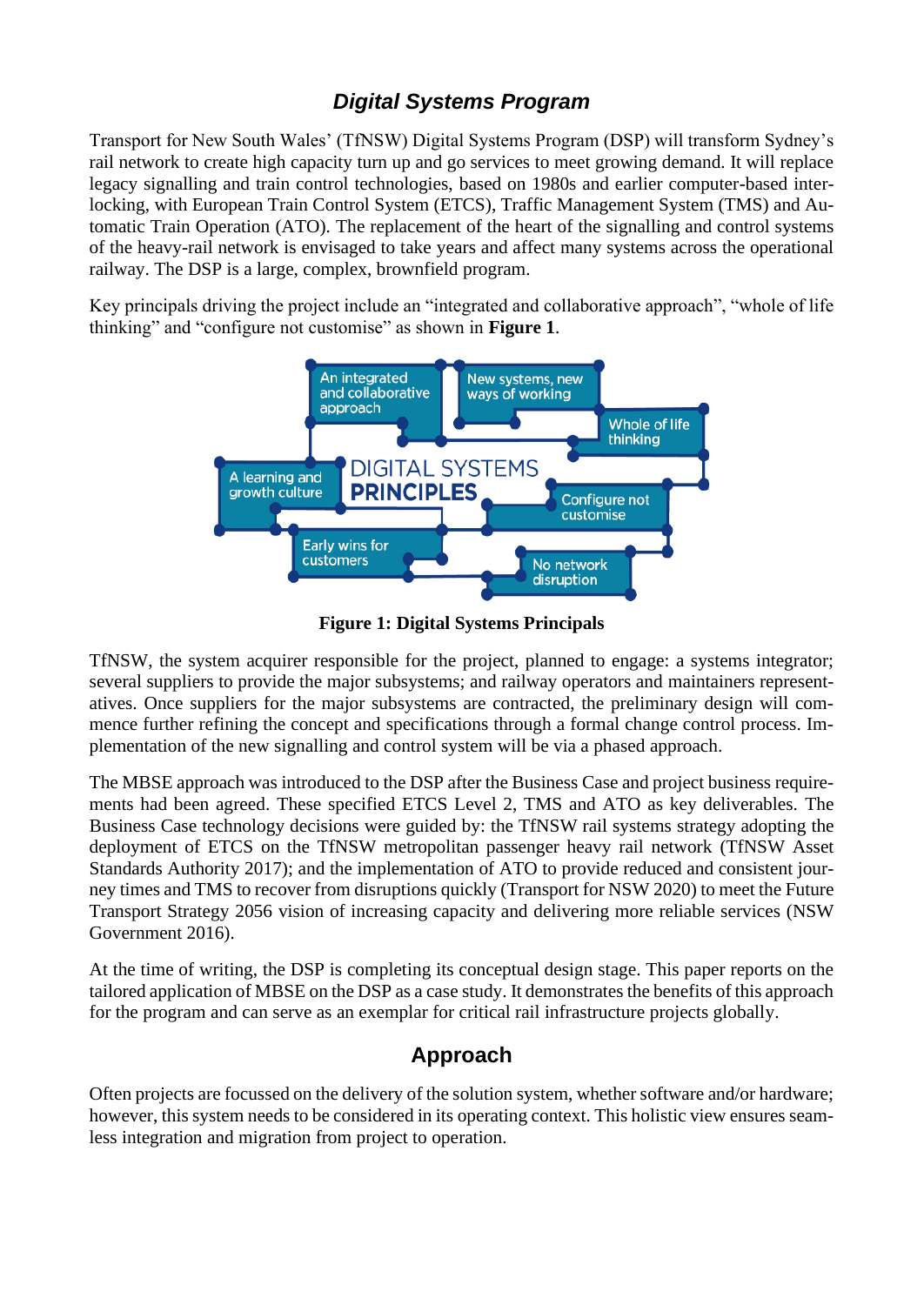## *Digital Systems Program*

Transport for New South Wales' (TfNSW) Digital Systems Program (DSP) will transform Sydney's rail network to create high capacity turn up and go services to meet growing demand. It will replace legacy signalling and train control technologies, based on 1980s and earlier computer-based interlocking, with European Train Control System (ETCS), Traffic Management System (TMS) and Automatic Train Operation (ATO). The replacement of the heart of the signalling and control systems of the heavy-rail network is envisaged to take years and affect many systems across the operational railway. The DSP is a large, complex, brownfield program.

Key principals driving the project include an "integrated and collaborative approach", "whole of life thinking" and "configure not customise" as shown in **Figure 1**.

**Figure 1: Digital Systems Principals**

TfNSW, the system acquirer responsible for the project, planned to engage: a systems integrator; several suppliers to provide the major subsystems; and railway operators and maintainers representatives. Once suppliers for the major subsystems are contracted, the preliminary design will commence further refining the concept and specifications through a formal change control process. Implementation of the new signalling and control system will be via a phased approach.

The MBSE approach was introduced to the DSP after the Business Case and project business requirements had been agreed. These specified ETCS Level 2, TMS and ATO as key deliverables. The Business Case technology decisions were guided by: the TfNSW rail systems strategy adopting the deployment of ETCS on the TfNSW metropolitan passenger heavy rail network (TfNSW Asset Standards Authority 2017); and the implementation of ATO to provide reduced and consistent journey times and TMS to recover from disruptions quickly (Transport for NSW 2020) to meet the Future Transport Strategy 2056 vision of increasing capacity and delivering more reliable services (NSW Government 2016).

At the time of writing, the DSP is completing its conceptual design stage. This paper reports on the tailored application of MBSE on the DSP as a case study. It demonstrates the benefits of this approach for the program and can serve as an exemplar for critical rail infrastructure projects globally.

## Approach

Often projects are focussed on the delivery of the solution system, whether software and/or hardware; however, this system needs to be considered in its operating context. This holistic view ensures seamless integration and migration from project to operation.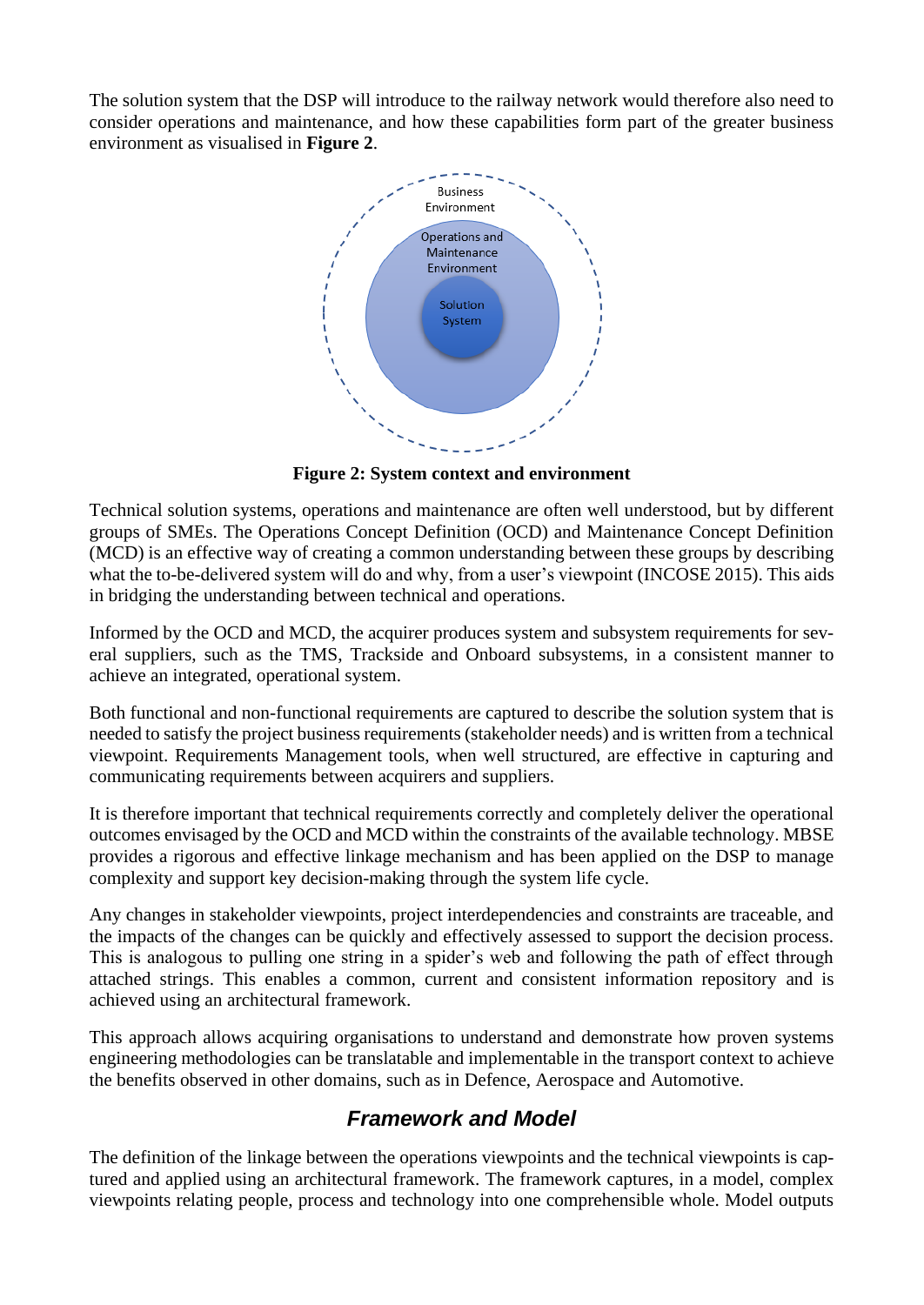The solution system that the DSP will introduce to the railway network would therefore also need to consider operations and maintenance, and how these capabilities form part of the greater business environment as visualised in **Figure 2**.

**Figure 2: System context and environment**

Technical solution systems, operations and maintenance are often well understood, but by different groups of SMEs. The Operations Concept Definition (OCD) and Maintenance Concept Definition (MCD) is an effective way of creating a common understanding between these groups by describing what the to-be-delivered system will do and why, from a user's viewpoint (INCOSE 2015). This aids in bridging the understanding between technical and operations.

Informed by the OCD and MCD, the acquirer produces system and subsystem requirements for several suppliers, such as the TMS, Trackside and Onboard subsystems, in a consistent manner to achieve an integrated, operational system.

Both functional and non-functional requirements are captured to describe the solution system that is needed to satisfy the project business requirements (stakeholder needs) and is written from a technical viewpoint. Requirements Management tools, when well structured, are effective in capturing and communicating requirements between acquirers and suppliers.

It is therefore important that technical requirements correctly and completely deliver the operational outcomes envisaged by the OCD and MCD within the constraints of the available technology. MBSE provides a rigorous and effective linkage mechanism and has been applied on the DSP to manage complexity and support key decision-making through the system life cycle.

Any changes in stakeholder viewpoints, project interdependencies and constraints are traceable, and the impacts of the changes can be quickly and effectively assessed to support the decision process. This is analogous to pulling one string in a spider's web and following the path of effect through attached strings. This enables a common, current and consistent information repository and is achieved using an architectural framework.

This approach allows acquiring organisations to understand and demonstrate how proven systems engineering methodologies can be translatable and implementable in the transport context to achieve the benefits observed in other domains, such as in Defence, Aerospace and Automotive.

## Framework and Model

The definition of the linkage between the operations viewpoints and the technical viewpoints is captured and applied using an architectural framework. The framework captures, in a model, complex viewpoints relating people, process and technology into one comprehensible whole. Model outputs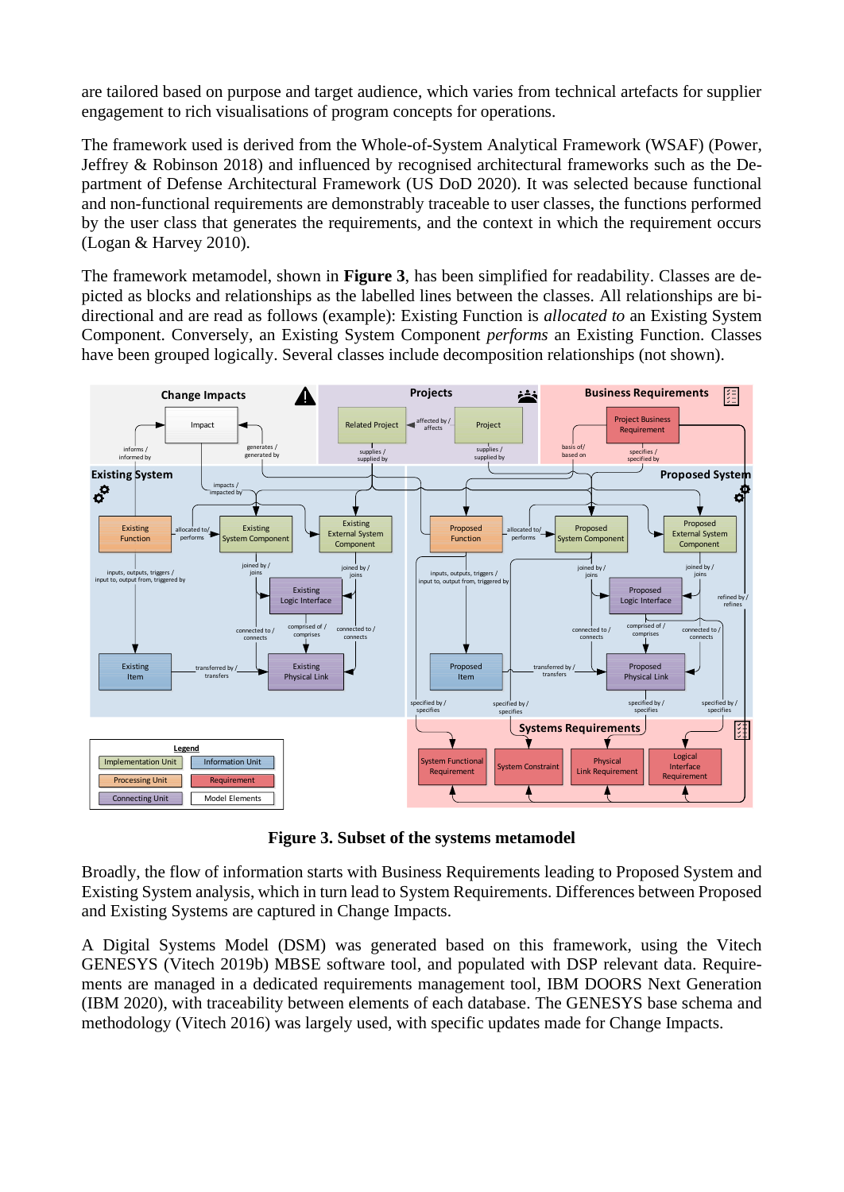are tailored based on purpose and target audience, which varies from technical artefacts for supplier engagement to rich visualisations of program concepts for operations.

The framework used is derived from the Whole-of-System Analytical Framework (WSAF) (Power, Jeffrey & Robinson 2018) and influenced by recognised architectural frameworks such as the Department of Defense Architectural Framework (US DoD 2020). It was selected because functional and non-functional requirements are demonstrably traceable to user classes, the functions performed by the user class that generates the requirements, and the context in which the requirement occurs (Logan & Harvey 2010).

The framework metamodel, shown in **Figure 3**, has been simplified for readability. Classes are depicted as blocks and relationships as the labelled lines between the classes. All relationships are bi-directional and are read as follows (example): Existing Function is *allocated to* an Existing System Component. Conversely, an Existing System Component *performs* an Existing Function. Classes have been grouped logically. Several classes include decomposition relationships (not shown).

**Figure 3. Subset of the systems metamodel**

Broadly, the flow of information starts with Business Requirements leading to Proposed System and Existing System analysis, which in turn lead to System Requirements. Differences between Proposed and Existing Systems are captured in Change Impacts.

A Digital Systems Model (DSM) was generated based on this framework, using the Vitech GENESYS (Vitech 2019b) MBSE software tool, and populated with DSP relevant data. Requirements are managed in a dedicated requirements management tool, IBM DOORS Next Generation (IBM 2020), with traceability between elements of each database. The GENESYS base schema and methodology (Vitech 2016) was largely used, with specific updates made for Change Impacts.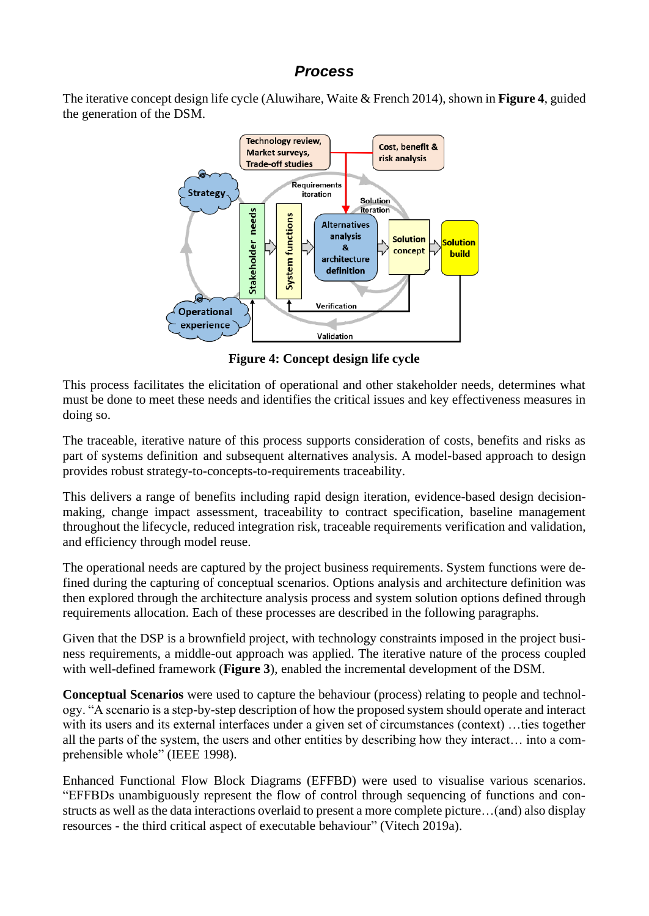## *Process*

The iterative concept design life cycle (Aluwihare, Waite & French 2014), shown in **Figure 4**, guided the generation of the DSM.

**Figure 4: Concept design life cycle**

This process facilitates the elicitation of operational and other stakeholder needs, determines what must be done to meet these needs and identifies the critical issues and key effectiveness measures in doing so.

The traceable, iterative nature of this process supports consideration of costs, benefits and risks as part of systems definition and subsequent alternatives analysis. A model-based approach to design provides robust strategy-to-concepts-to-requirements traceability.

This delivers a range of benefits including rapid design iteration, evidence-based design decision-making, change impact assessment, traceability to contract specification, baseline management throughout the lifecycle, reduced integration risk, traceable requirements verification and validation, and efficiency through model reuse.

The operational needs are captured by the project business requirements. System functions were defined during the capturing of conceptual scenarios. Options analysis and architecture definition was then explored through the architecture analysis process and system solution options defined through requirements allocation. Each of these processes are described in the following paragraphs.

Given that the DSP is a brownfield project, with technology constraints imposed in the project business requirements, a middle-out approach was applied. The iterative nature of the process coupled with well-defined framework (**Figure 3**), enabled the incremental development of the DSM.

**Conceptual Scenarios** were used to capture the behaviour (process) relating to people and technology. "A scenario is a step-by-step description of how the proposed system should operate and interact with its users and its external interfaces under a given set of circumstances (context) …ties together all the parts of the system, the users and other entities by describing how they interact… into a comprehensible whole" (IEEE 1998).

Enhanced Functional Flow Block Diagrams (EFFBD) were used to visualise various scenarios. "EFFBDs unambiguously represent the flow of control through sequencing of functions and constructs as well as the data interactions overlaid to present a more complete picture…(and) also display resources - the third critical aspect of executable behaviour" (Vitech 2019a).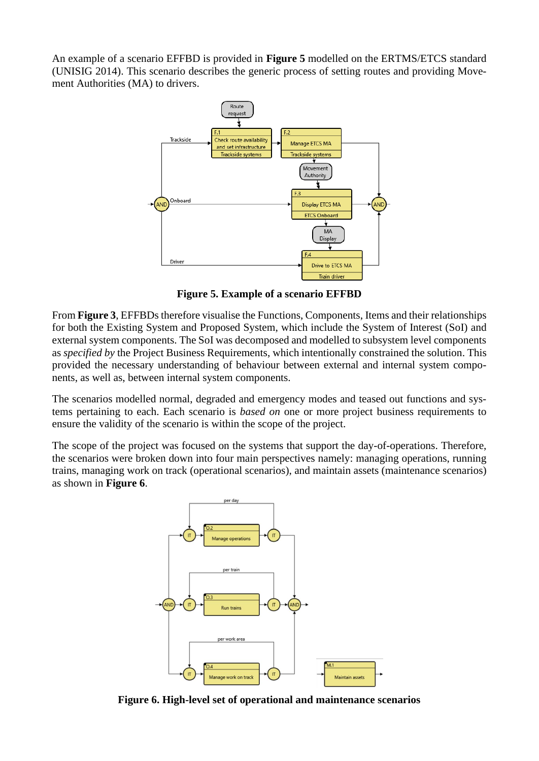An example of a scenario EFFBD is provided in **Figure 5** modelled on the ERTMS/ETCS standard (UNISIG 2014). This scenario describes the generic process of setting routes and providing Movement Authorities (MA) to drivers.

**Figure 5. Example of a scenario EFFBD**

From **Figure 3**, EFFBDs therefore visualise the Functions, Components, Items and their relationships for both the Existing System and Proposed System, which include the System of Interest (SoI) and external system components. The SoI was decomposed and modelled to subsystem level components as *specified by* the Project Business Requirements, which intentionally constrained the solution. This provided the necessary understanding of behaviour between external and internal system components, as well as, between internal system components.

The scenarios modelled normal, degraded and emergency modes and teased out functions and systems pertaining to each. Each scenario is *based on* one or more project business requirements to ensure the validity of the scenario is within the scope of the project.

The scope of the project was focused on the systems that support the day-of-operations. Therefore, the scenarios were broken down into four main perspectives namely: managing operations, running trains, managing work on track (operational scenarios), and maintain assets (maintenance scenarios) as shown in **Figure 6**.

**Figure 6. High-level set of operational and maintenance scenarios**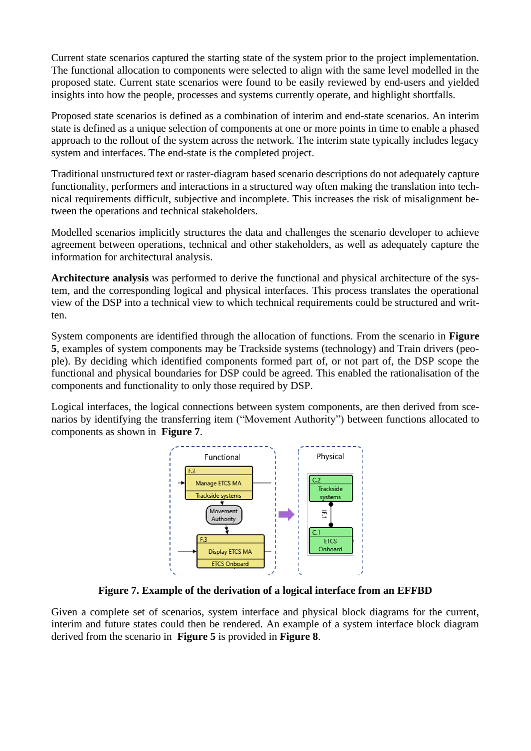Current state scenarios captured the starting state of the system prior to the project implementation. The functional allocation to components were selected to align with the same level modelled in the proposed state. Current state scenarios were found to be easily reviewed by end-users and yielded insights into how the people, processes and systems currently operate, and highlight shortfalls.

Proposed state scenarios is defined as a combination of interim and end-state scenarios. An interim state is defined as a unique selection of components at one or more points in time to enable a phased approach to the rollout of the system across the network. The interim state typically includes legacy system and interfaces. The end-state is the completed project.

Traditional unstructured text or raster-diagram based scenario descriptions do not adequately capture functionality, performers and interactions in a structured way often making the translation into technical requirements difficult, subjective and incomplete. This increases the risk of misalignment between the operations and technical stakeholders.

Modelled scenarios implicitly structures the data and challenges the scenario developer to achieve agreement between operations, technical and other stakeholders, as well as adequately capture the information for architectural analysis.

**Architecture analysis** was performed to derive the functional and physical architecture of the system, and the corresponding logical and physical interfaces. This process translates the operational view of the DSP into a technical view to which technical requirements could be structured and written.

System components are identified through the allocation of functions. From the scenario in **Figure 5**, examples of system components may be Trackside systems (technology) and Train drivers (people). By deciding which identified components formed part of, or not part of, the DSP scope the functional and physical boundaries for DSP could be agreed. This enabled the rationalisation of the components and functionality to only those required by DSP.

Logical interfaces, the logical connections between system components, are then derived from scenarios by identifying the transferring item ("Movement Authority") between functions allocated to components as shown in **Figure 7**.

**Figure 7. Example of the derivation of a logical interface from an EFFBD**

Given a complete set of scenarios, system interface and physical block diagrams for the current, interim and future states could then be rendered. An example of a system interface block diagram derived from the scenario in **Figure 5** is provided in **Figure 8**.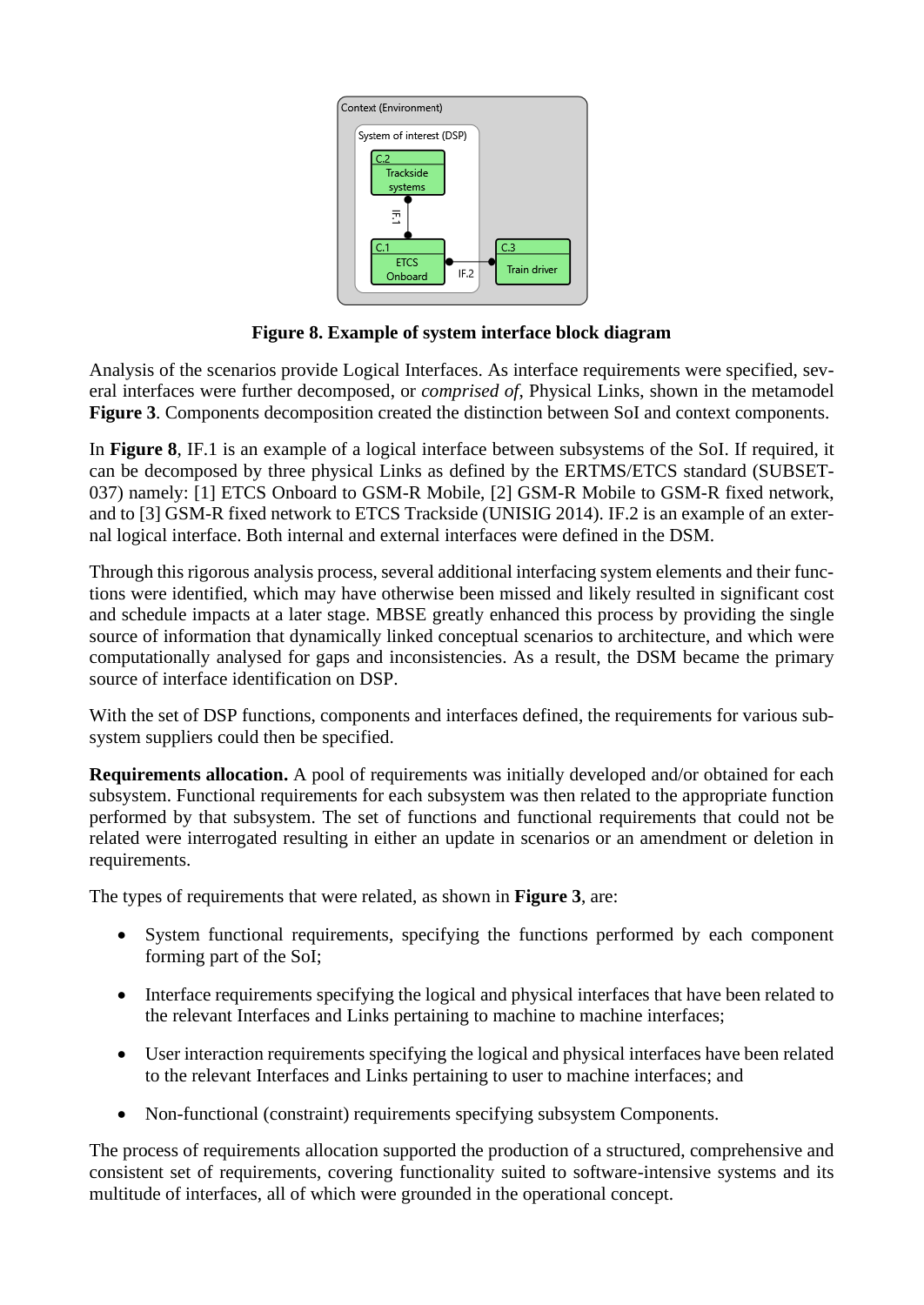**Figure 8. Example of system interface block diagram**

Analysis of the scenarios provide Logical Interfaces. As interface requirements were specified, several interfaces were further decomposed, or *comprised of*, Physical Links, shown in the metamodel **Figure 3**. Components decomposition created the distinction between SoI and context components.

In **Figure 8**, IF.1 is an example of a logical interface between subsystems of the SoI. If required, it can be decomposed by three physical Links as defined by the ERTMS/ETCS standard (SUBSET-037) namely: [1] ETCS Onboard to GSM-R Mobile, [2] GSM-R Mobile to GSM-R fixed network, and to [3] GSM-R fixed network to ETCS Trackside (UNISIG 2014). IF.2 is an example of an external logical interface. Both internal and external interfaces were defined in the DSM.

Through this rigorous analysis process, several additional interfacing system elements and their functions were identified, which may have otherwise been missed and likely resulted in significant cost and schedule impacts at a later stage. MBSE greatly enhanced this process by providing the single source of information that dynamically linked conceptual scenarios to architecture, and which were computationally analysed for gaps and inconsistencies. As a result, the DSM became the primary source of interface identification on DSP.

With the set of DSP functions, components and interfaces defined, the requirements for various subsystem suppliers could then be specified.

**Requirements allocation.** A pool of requirements was initially developed and/or obtained for each subsystem. Functional requirements for each subsystem was then related to the appropriate function performed by that subsystem. The set of functions and functional requirements that could not be related were interrogated resulting in either an update in scenarios or an amendment or deletion in requirements.

The types of requirements that were related, as shown in **Figure 3**, are:

- System functional requirements, specifying the functions performed by each component forming part of the SoI;
- Interface requirements specifying the logical and physical interfaces that have been related to the relevant Interfaces and Links pertaining to machine to machine interfaces;
- User interaction requirements specifying the logical and physical interfaces have been related to the relevant Interfaces and Links pertaining to user to machine interfaces; and
- Non-functional (constraint) requirements specifying subsystem Components.

The process of requirements allocation supported the production of a structured, comprehensive and consistent set of requirements, covering functionality suited to software-intensive systems and its multitude of interfaces, all of which were grounded in the operational concept.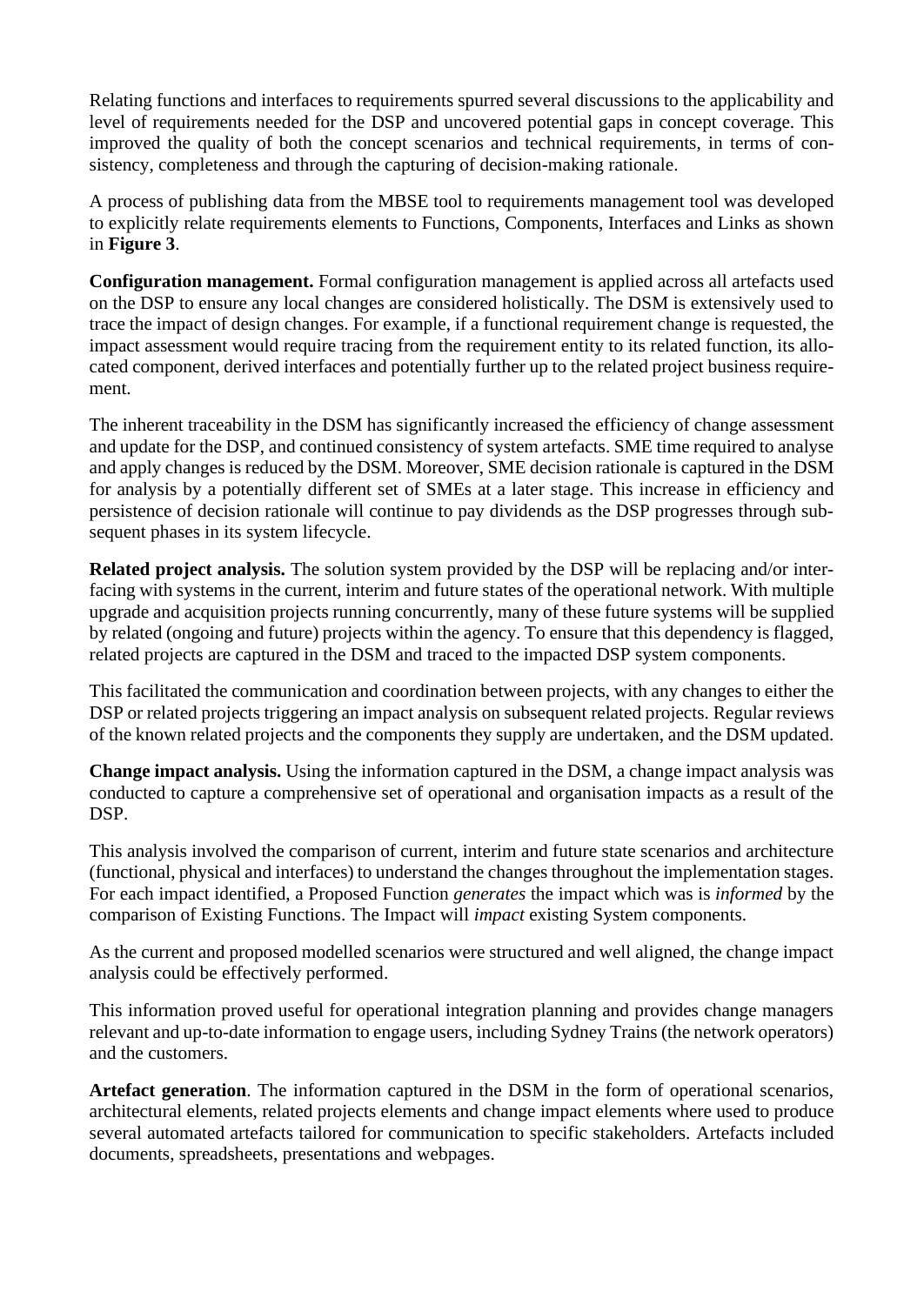Relating functions and interfaces to requirements spurred several discussions to the applicability and level of requirements needed for the DSP and uncovered potential gaps in concept coverage. This improved the quality of both the concept scenarios and technical requirements, in terms of consistency, completeness and through the capturing of decision-making rationale.

A process of publishing data from the MBSE tool to requirements management tool was developed to explicitly relate requirements elements to Functions, Components, Interfaces and Links as shown in **Figure 3**.

**Configuration management.** Formal configuration management is applied across all artefacts used on the DSP to ensure any local changes are considered holistically. The DSM is extensively used to trace the impact of design changes. For example, if a functional requirement change is requested, the impact assessment would require tracing from the requirement entity to its related function, its allocated component, derived interfaces and potentially further up to the related project business requirement.

The inherent traceability in the DSM has significantly increased the efficiency of change assessment and update for the DSP, and continued consistency of system artefacts. SME time required to analyse and apply changes is reduced by the DSM. Moreover, SME decision rationale is captured in the DSM for analysis by a potentially different set of SMEs at a later stage. This increase in efficiency and persistence of decision rationale will continue to pay dividends as the DSP progresses through subsequent phases in its system lifecycle.

**Related project analysis.** The solution system provided by the DSP will be replacing and/or interfacing with systems in the current, interim and future states of the operational network. With multiple upgrade and acquisition projects running concurrently, many of these future systems will be supplied by related (ongoing and future) projects within the agency. To ensure that this dependency is flagged, related projects are captured in the DSM and traced to the impacted DSP system components.

This facilitated the communication and coordination between projects, with any changes to either the DSP or related projects triggering an impact analysis on subsequent related projects. Regular reviews of the known related projects and the components they supply are undertaken, and the DSM updated.

**Change impact analysis.** Using the information captured in the DSM, a change impact analysis was conducted to capture a comprehensive set of operational and organisation impacts as a result of the DSP.

This analysis involved the comparison of current, interim and future state scenarios and architecture (functional, physical and interfaces) to understand the changes throughout the implementation stages. For each impact identified, a Proposed Function *generates* the impact which was is *informed* by the comparison of Existing Functions. The Impact will *impact* existing System components.

As the current and proposed modelled scenarios were structured and well aligned, the change impact analysis could be effectively performed.

This information proved useful for operational integration planning and provides change managers relevant and up-to-date information to engage users, including Sydney Trains (the network operators) and the customers.

**Artefact generation**. The information captured in the DSM in the form of operational scenarios, architectural elements, related projects elements and change impact elements where used to produce several automated artefacts tailored for communication to specific stakeholders. Artefacts included documents, spreadsheets, presentations and webpages.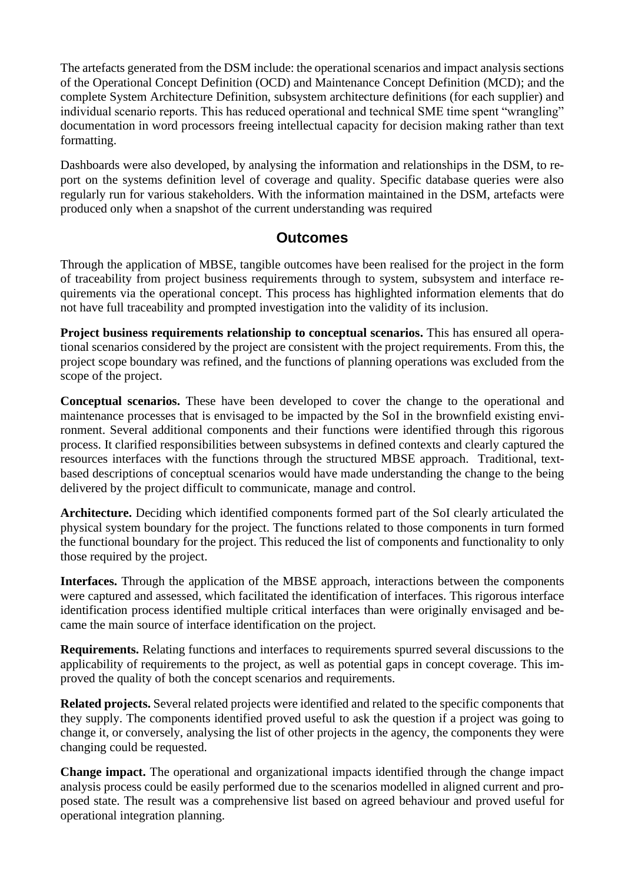The artefacts generated from the DSM include: the operational scenarios and impact analysis sections of the Operational Concept Definition (OCD) and Maintenance Concept Definition (MCD); and the complete System Architecture Definition, subsystem architecture definitions (for each supplier) and individual scenario reports. This has reduced operational and technical SME time spent "wrangling" documentation in word processors freeing intellectual capacity for decision making rather than text formatting.

Dashboards were also developed, by analysing the information and relationships in the DSM, to report on the systems definition level of coverage and quality. Specific database queries were also regularly run for various stakeholders. With the information maintained in the DSM, artefacts were produced only when a snapshot of the current understanding was required

## Outcomes

Through the application of MBSE, tangible outcomes have been realised for the project in the form of traceability from project business requirements through to system, subsystem and interface requirements via the operational concept. This process has highlighted information elements that do not have full traceability and prompted investigation into the validity of its inclusion.

**Project business requirements relationship to conceptual scenarios.** This has ensured all operational scenarios considered by the project are consistent with the project requirements. From this, the project scope boundary was refined, and the functions of planning operations was excluded from the scope of the project.

**Conceptual scenarios.** These have been developed to cover the change to the operational and maintenance processes that is envisaged to be impacted by the SoI in the brownfield existing environment. Several additional components and their functions were identified through this rigorous process. It clarified responsibilities between subsystems in defined contexts and clearly captured the resources interfaces with the functions through the structured MBSE approach. Traditional, text-based descriptions of conceptual scenarios would have made understanding the change to the being delivered by the project difficult to communicate, manage and control.

**Architecture.** Deciding which identified components formed part of the SoI clearly articulated the physical system boundary for the project. The functions related to those components in turn formed the functional boundary for the project. This reduced the list of components and functionality to only those required by the project.

**Interfaces.** Through the application of the MBSE approach, interactions between the components were captured and assessed, which facilitated the identification of interfaces. This rigorous interface identification process identified multiple critical interfaces than were originally envisaged and became the main source of interface identification on the project.

**Requirements.** Relating functions and interfaces to requirements spurred several discussions to the applicability of requirements to the project, as well as potential gaps in concept coverage. This improved the quality of both the concept scenarios and requirements.

**Related projects.** Several related projects were identified and related to the specific components that they supply. The components identified proved useful to ask the question if a project was going to change it, or conversely, analysing the list of other projects in the agency, the components they were changing could be requested.

**Change impact.** The operational and organizational impacts identified through the change impact analysis process could be easily performed due to the scenarios modelled in aligned current and proposed state. The result was a comprehensive list based on agreed behaviour and proved useful for operational integration planning.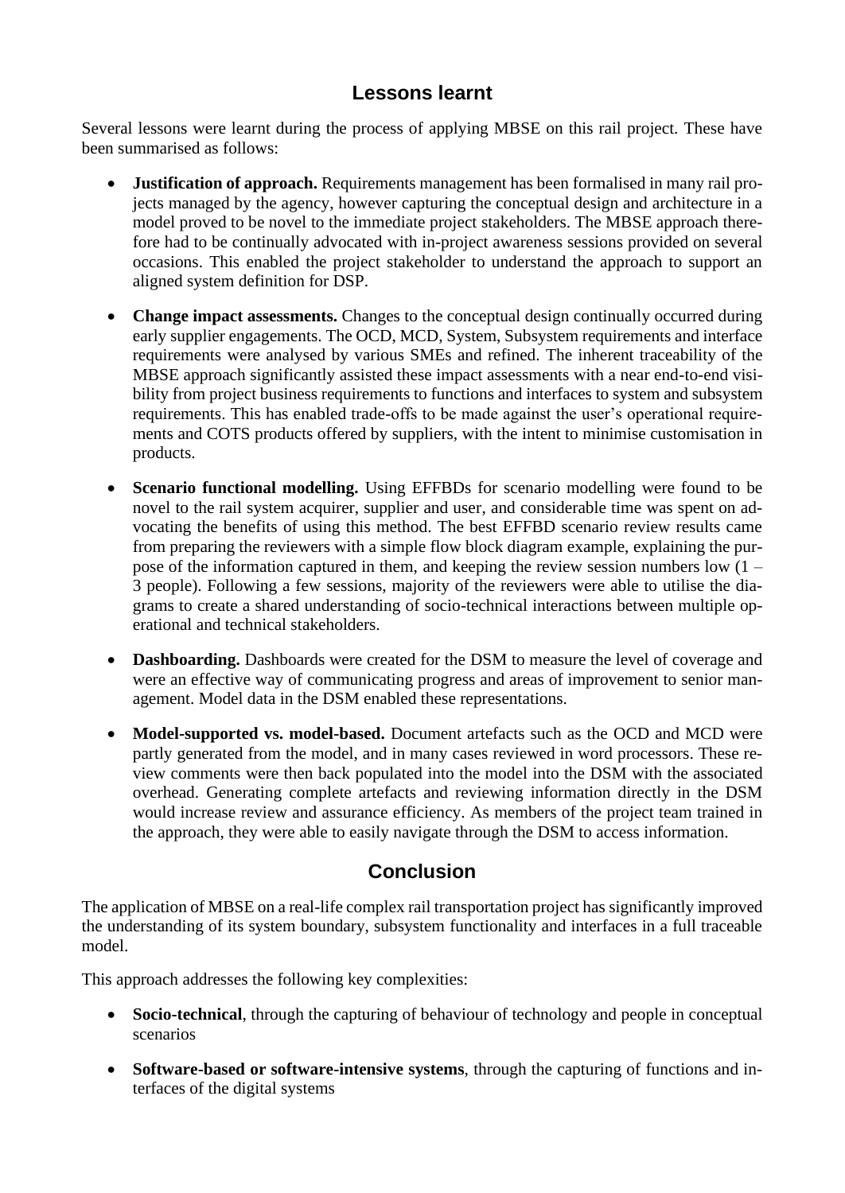## Lessons learnt

Several lessons were learnt during the process of applying MBSE on this rail project. These have been summarised as follows:

- **Justification of approach.** Requirements management has been formalised in many rail projects managed by the agency, however capturing the conceptual design and architecture in a model proved to be novel to the immediate project stakeholders. The MBSE approach therefore had to be continually advocated with in-project awareness sessions provided on several occasions. This enabled the project stakeholder to understand the approach to support an aligned system definition for DSP.

- **Change impact assessments.** Changes to the conceptual design continually occurred during early supplier engagements. The OCD, MCD, System, Subsystem requirements and interface requirements were analysed by various SMEs and refined. The inherent traceability of the MBSE approach significantly assisted these impact assessments with a near end-to-end visibility from project business requirements to functions and interfaces to system and subsystem requirements. This has enabled trade-offs to be made against the user's operational requirements and COTS products offered by suppliers, with the intent to minimise customisation in products.

- **Scenario functional modelling.** Using EFFBDs for scenario modelling were found to be novel to the rail system acquirer, supplier and user, and considerable time was spent on advocating the benefits of using this method. The best EFFBD scenario review results came from preparing the reviewers with a simple flow block diagram example, explaining the purpose of the information captured in them, and keeping the review session numbers low (1 – 3 people). Following a few sessions, majority of the reviewers were able to utilise the diagrams to create a shared understanding of socio-technical interactions between multiple operational and technical stakeholders.

- **Dashboarding.** Dashboards were created for the DSM to measure the level of coverage and were an effective way of communicating progress and areas of improvement to senior management. Model data in the DSM enabled these representations.

- **Model-supported vs. model-based.** Document artefacts such as the OCD and MCD were partly generated from the model, and in many cases reviewed in word processors. These review comments were then back populated into the model into the DSM with the associated overhead. Generating complete artefacts and reviewing information directly in the DSM would increase review and assurance efficiency. As members of the project team trained in the approach, they were able to easily navigate through the DSM to access information.

## Conclusion

The application of MBSE on a real-life complex rail transportation project has significantly improved the understanding of its system boundary, subsystem functionality and interfaces in a full traceable model.

This approach addresses the following key complexities:

- **Socio-technical**, through the capturing of behaviour of technology and people in conceptual scenarios

- **Software-based or software-intensive systems**, through the capturing of functions and interfaces of the digital systems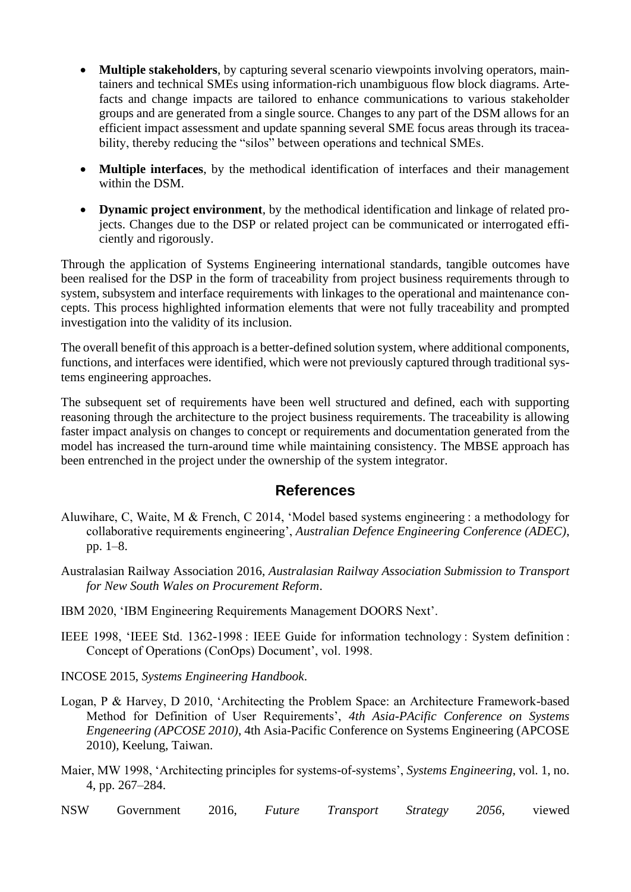- **Multiple stakeholders**, by capturing several scenario viewpoints involving operators, maintainers and technical SMEs using information-rich unambiguous flow block diagrams. Artefacts and change impacts are tailored to enhance communications to various stakeholder groups and are generated from a single source. Changes to any part of the DSM allows for an efficient impact assessment and update spanning several SME focus areas through its traceability, thereby reducing the "silos" between operations and technical SMEs.

- **Multiple interfaces**, by the methodical identification of interfaces and their management within the DSM.

- **Dynamic project environment**, by the methodical identification and linkage of related projects. Changes due to the DSP or related project can be communicated or interrogated efficiently and rigorously.

Through the application of Systems Engineering international standards, tangible outcomes have been realised for the DSP in the form of traceability from project business requirements through to system, subsystem and interface requirements with linkages to the operational and maintenance concepts. This process highlighted information elements that were not fully traceability and prompted investigation into the validity of its inclusion.

The overall benefit of this approach is a better-defined solution system, where additional components, functions, and interfaces were identified, which were not previously captured through traditional systems engineering approaches.

The subsequent set of requirements have been well structured and defined, each with supporting reasoning through the architecture to the project business requirements. The traceability is allowing faster impact analysis on changes to concept or requirements and documentation generated from the model has increased the turn-around time while maintaining consistency. The MBSE approach has been entrenched in the project under the ownership of the system integrator.

## References

Aluwihare, C, Waite, M & French, C 2014, 'Model based systems engineering : a methodology for collaborative requirements engineering', *Australian Defence Engineering Conference (ADEC)*, pp. 1–8.

Australasian Railway Association 2016, *Australasian Railway Association Submission to Transport for New South Wales on Procurement Reform*.

IBM 2020, 'IBM Engineering Requirements Management DOORS Next'.

IEEE 1998, 'IEEE Std. 1362-1998 : IEEE Guide for information technology : System definition : Concept of Operations (ConOps) Document', vol. 1998.

INCOSE 2015, *Systems Engineering Handbook*.

Logan, P & Harvey, D 2010, 'Architecting the Problem Space: an Architecture Framework-based Method for Definition of User Requirements', *4th Asia-PAcific Conference on Systems Engeneering (APCOSE 2010)*, 4th Asia-Pacific Conference on Systems Engineering (APCOSE 2010), Keelung, Taiwan.

Maier, MW 1998, 'Architecting principles for systems-of-systems', *Systems Engineering*, vol. 1, no. 4, pp. 267–284.

NSW Government 2016, *Future Transport Strategy 2056*, viewed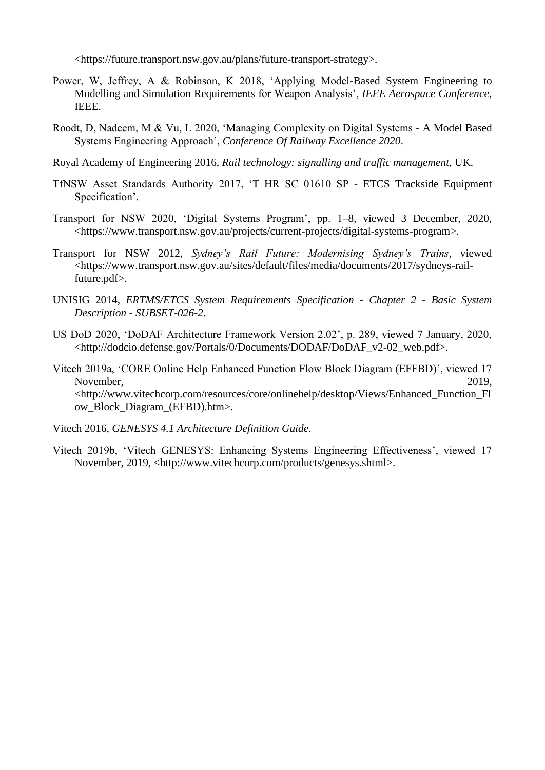<https://future.transport.nsw.gov.au/plans/future-transport-strategy>.

Power, W, Jeffrey, A & Robinson, K 2018, 'Applying Model-Based System Engineering to Modelling and Simulation Requirements for Weapon Analysis', *IEEE Aerospace Conference*, IEEE.

Roodt, D, Nadeem, M & Vu, L 2020, 'Managing Complexity on Digital Systems - A Model Based Systems Engineering Approach', *Conference Of Railway Excellence 2020*.

Royal Academy of Engineering 2016, *Rail technology: signalling and traffic management*, UK.

TfNSW Asset Standards Authority 2017, 'T HR SC 01610 SP - ETCS Trackside Equipment Specification'.

Transport for NSW 2020, 'Digital Systems Program', pp. 1–8, viewed 3 December, 2020, <https://www.transport.nsw.gov.au/projects/current-projects/digital-systems-program>.

Transport for NSW 2012, *Sydney's Rail Future: Modernising Sydney's Trains*, viewed <https://www.transport.nsw.gov.au/sites/default/files/media/documents/2017/sydneys-rail-future.pdf>.

UNISIG 2014, *ERTMS/ETCS System Requirements Specification - Chapter 2 - Basic System Description - SUBSET-026-2*.

US DoD 2020, 'DoDAF Architecture Framework Version 2.02', p. 289, viewed 7 January, 2020, <http://dodcio.defense.gov/Portals/0/Documents/DODAF/DoDAF_v2-02_web.pdf>.

Vitech 2019a, 'CORE Online Help Enhanced Function Flow Block Diagram (EFFBD)', viewed 17 November, 2019, <http://www.vitechcorp.com/resources/core/onlinehelp/desktop/Views/Enhanced_Function_Flow_Block_Diagram_(EFBD).htm>.

Vitech 2016, *GENESYS 4.1 Architecture Definition Guide*.

Vitech 2019b, 'Vitech GENESYS: Enhancing Systems Engineering Effectiveness', viewed 17 November, 2019, <http://www.vitechcorp.com/products/genesys.shtml>.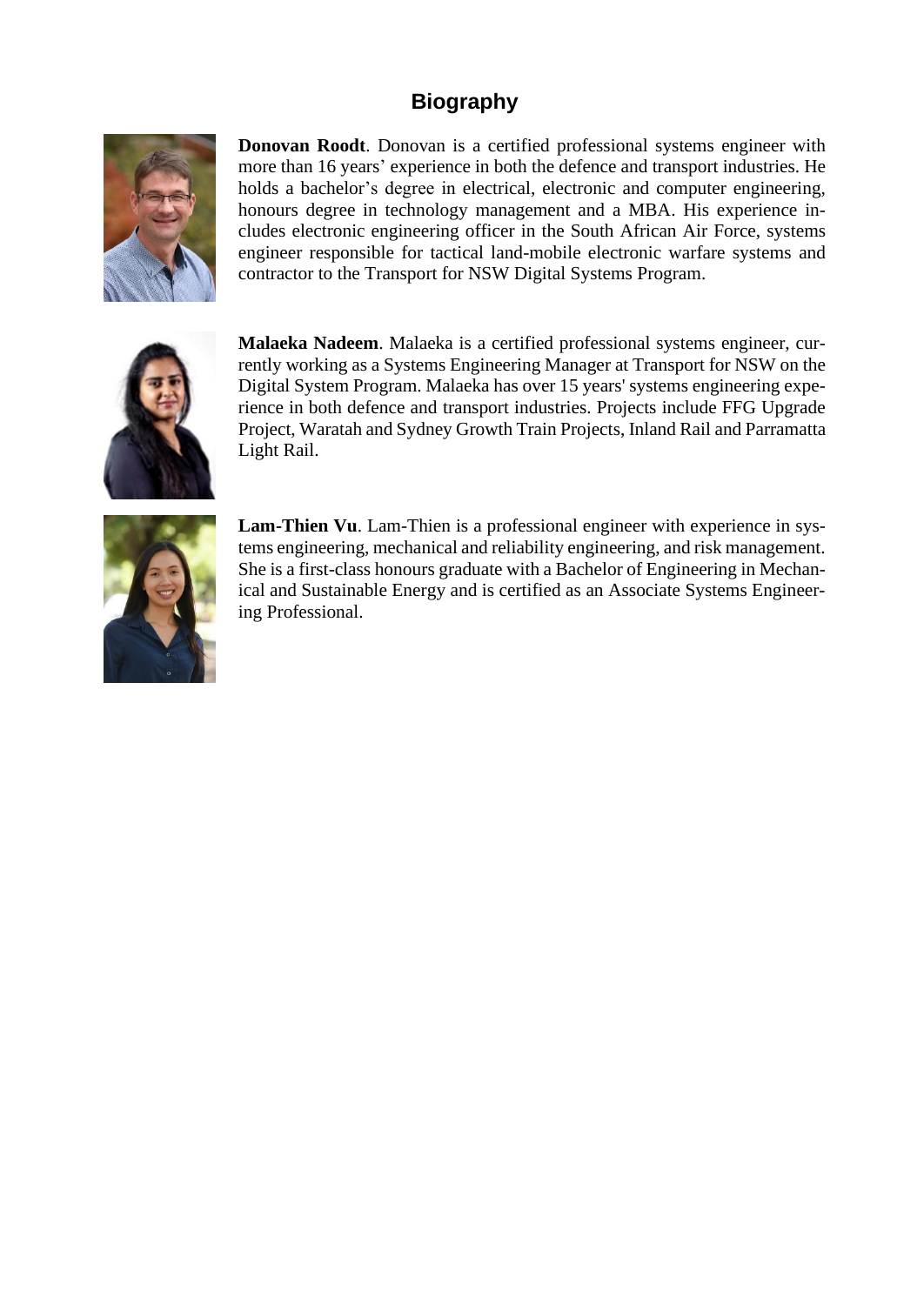## Biography

**Donovan Roodt**. Donovan is a certified professional systems engineer with more than 16 years' experience in both the defence and transport industries. He holds a bachelor's degree in electrical, electronic and computer engineering, honours degree in technology management and a MBA. His experience includes electronic engineering officer in the South African Air Force, systems engineer responsible for tactical land-mobile electronic warfare systems and contractor to the Transport for NSW Digital Systems Program.

**Malaeka Nadeem**. Malaeka is a certified professional systems engineer, currently working as a Systems Engineering Manager at Transport for NSW on the Digital System Program. Malaeka has over 15 years' systems engineering experience in both defence and transport industries. Projects include FFG Upgrade Project, Waratah and Sydney Growth Train Projects, Inland Rail and Parramatta Light Rail.

**Lam-Thien Vu**. Lam-Thien is a professional engineer with experience in systems engineering, mechanical and reliability engineering, and risk management. She is a first-class honours graduate with a Bachelor of Engineering in Mechanical and Sustainable Energy and is certified as an Associate Systems Engineering Professional.